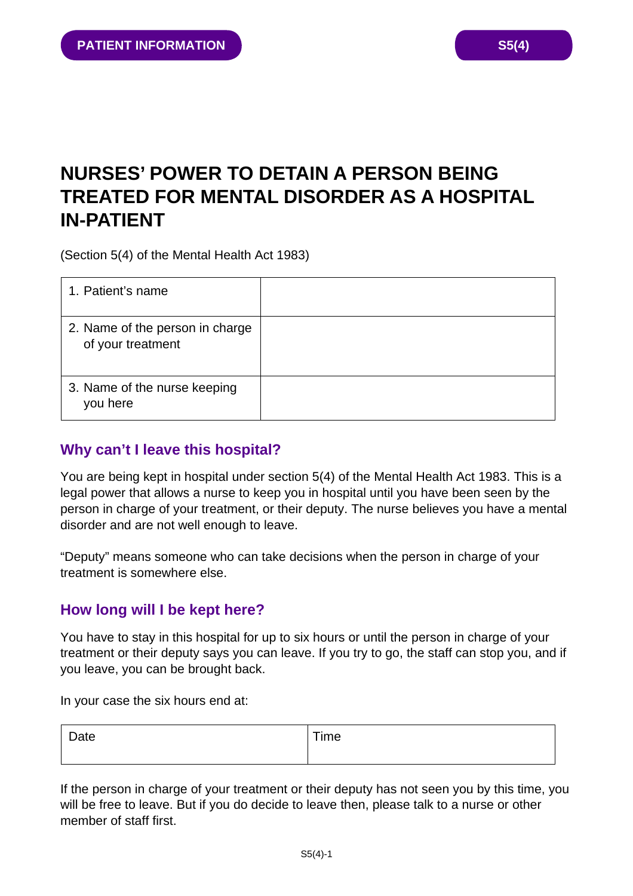PATIENT INFORMATION

S5(4)

# NURSES' POWER TO DETAIN A PERSON BEING TREATED FOR MENTAL DISORDER AS A HOSPITAL IN-PATIENT

(Section 5(4) of the Mental Health Act 1983)

| | |
|---|---|
| 1. Patient's name | |
| 2. Name of the person in charge of your treatment | |
| 3. Name of the nurse keeping you here | |

## Why can't I leave this hospital?

You are being kept in hospital under section 5(4) of the Mental Health Act 1983. This is a legal power that allows a nurse to keep you in hospital until you have been seen by the person in charge of your treatment, or their deputy. The nurse believes you have a mental disorder and are not well enough to leave.

"Deputy" means someone who can take decisions when the person in charge of your treatment is somewhere else.

## How long will I be kept here?

You have to stay in this hospital for up to six hours or until the person in charge of your treatment or their deputy says you can leave. If you try to go, the staff can stop you, and if you leave, you can be brought back.

In your case the six hours end at:

| Date | Time |
|---|---|
| | |

If the person in charge of your treatment or their deputy has not seen you by this time, you will be free to leave. But if you do decide to leave then, please talk to a nurse or other member of staff first.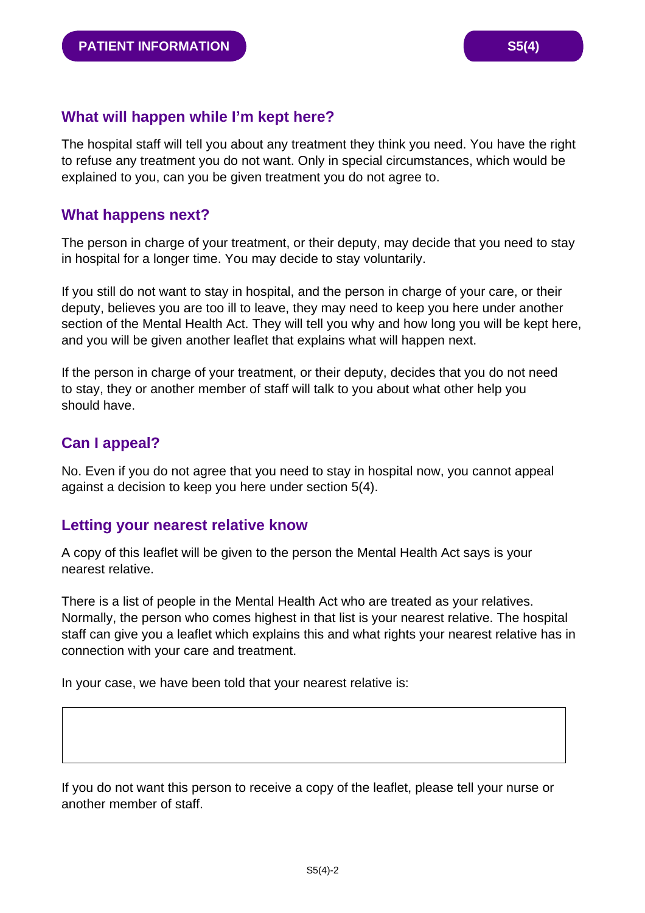## What will happen while I'm kept here?

The hospital staff will tell you about any treatment they think you need. You have the right to refuse any treatment you do not want. Only in special circumstances, which would be explained to you, can you be given treatment you do not agree to.

## What happens next?

The person in charge of your treatment, or their deputy, may decide that you need to stay in hospital for a longer time. You may decide to stay voluntarily.

If you still do not want to stay in hospital, and the person in charge of your care, or their deputy, believes you are too ill to leave, they may need to keep you here under another section of the Mental Health Act. They will tell you why and how long you will be kept here, and you will be given another leaflet that explains what will happen next.

If the person in charge of your treatment, or their deputy, decides that you do not need to stay, they or another member of staff will talk to you about what other help you should have.

## Can I appeal?

No. Even if you do not agree that you need to stay in hospital now, you cannot appeal against a decision to keep you here under section 5(4).

## Letting your nearest relative know

A copy of this leaflet will be given to the person the Mental Health Act says is your nearest relative.

There is a list of people in the Mental Health Act who are treated as your relatives. Normally, the person who comes highest in that list is your nearest relative. The hospital staff can give you a leaflet which explains this and what rights your nearest relative has in connection with your care and treatment.

In your case, we have been told that your nearest relative is:

| |
|---|
| |

If you do not want this person to receive a copy of the leaflet, please tell your nurse or another member of staff.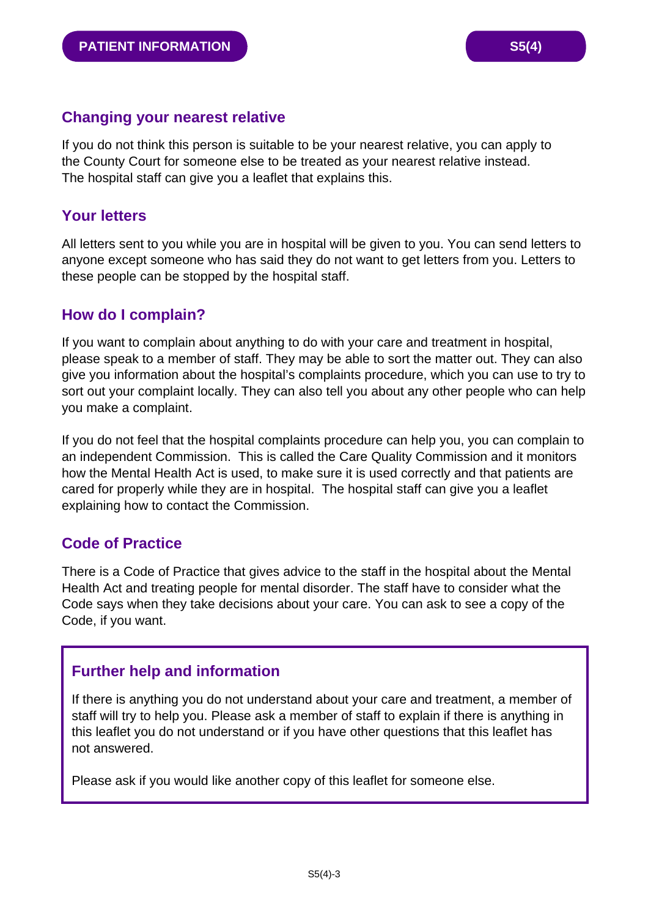## Changing your nearest relative

If you do not think this person is suitable to be your nearest relative, you can apply to the County Court for someone else to be treated as your nearest relative instead. The hospital staff can give you a leaflet that explains this.

## Your letters

All letters sent to you while you are in hospital will be given to you. You can send letters to anyone except someone who has said they do not want to get letters from you. Letters to these people can be stopped by the hospital staff.

## How do I complain?

If you want to complain about anything to do with your care and treatment in hospital, please speak to a member of staff. They may be able to sort the matter out. They can also give you information about the hospital's complaints procedure, which you can use to try to sort out your complaint locally. They can also tell you about any other people who can help you make a complaint.

If you do not feel that the hospital complaints procedure can help you, you can complain to an independent Commission. This is called the Care Quality Commission and it monitors how the Mental Health Act is used, to make sure it is used correctly and that patients are cared for properly while they are in hospital. The hospital staff can give you a leaflet explaining how to contact the Commission.

## Code of Practice

There is a Code of Practice that gives advice to the staff in the hospital about the Mental Health Act and treating people for mental disorder. The staff have to consider what the Code says when they take decisions about your care. You can ask to see a copy of the Code, if you want.

## Further help and information

If there is anything you do not understand about your care and treatment, a member of staff will try to help you. Please ask a member of staff to explain if there is anything in this leaflet you do not understand or if you have other questions that this leaflet has not answered.

Please ask if you would like another copy of this leaflet for someone else.